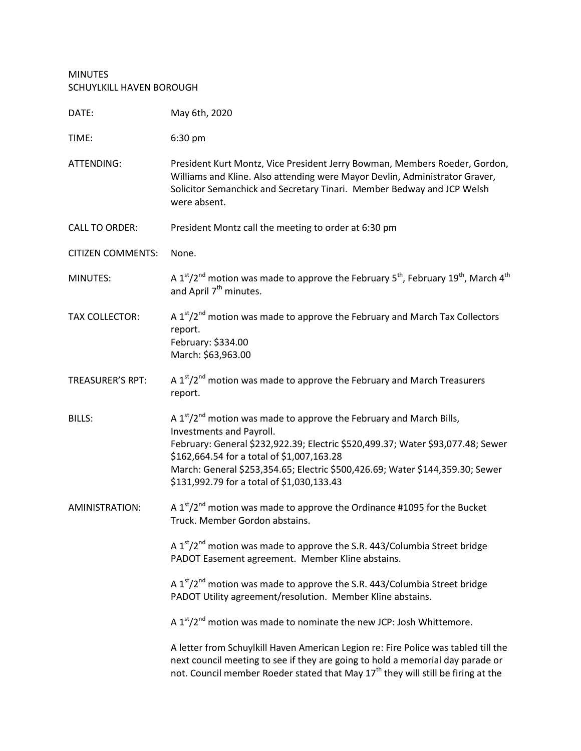MINUTES
SCHUYLKILL HAVEN BOROUGH

| | |
|---|---|
| DATE: | May 6th, 2020 |
| TIME: | 6:30 pm |
| ATTENDING: | President Kurt Montz, Vice President Jerry Bowman, Members Roeder, Gordon, Williams and Kline. Also attending were Mayor Devlin, Administrator Graver, Solicitor Semanchick and Secretary Tinari. Member Bedway and JCP Welsh were absent. |
| CALL TO ORDER: | President Montz call the meeting to order at 6:30 pm |
| CITIZEN COMMENTS: | None. |
| MINUTES: | A 1st/2nd motion was made to approve the February 5th, February 19th, March 4th and April 7th minutes. |
| TAX COLLECTOR: | A 1st/2nd motion was made to approve the February and March Tax Collectors report.<br>February: $334.00<br>March: $63,963.00 |
| TREASURER'S RPT: | A 1st/2nd motion was made to approve the February and March Treasurers report. |
| BILLS: | A 1st/2nd motion was made to approve the February and March Bills, Investments and Payroll.<br>February: General $232,922.39; Electric $520,499.37; Water $93,077.48; Sewer $162,664.54 for a total of $1,007,163.28<br>March: General $253,354.65; Electric $500,426.69; Water $144,359.30; Sewer $131,992.79 for a total of $1,030,133.43 |
| AMINISTRATION: | A 1st/2nd motion was made to approve the Ordinance #1095 for the Bucket Truck. Member Gordon abstains.<br><br>A 1st/2nd motion was made to approve the S.R. 443/Columbia Street bridge PADOT Easement agreement. Member Kline abstains.<br><br>A 1st/2nd motion was made to approve the S.R. 443/Columbia Street bridge PADOT Utility agreement/resolution. Member Kline abstains.<br><br>A 1st/2nd motion was made to nominate the new JCP: Josh Whittemore.<br><br>A letter from Schuylkill Haven American Legion re: Fire Police was tabled till the next council meeting to see if they are going to hold a memorial day parade or not. Council member Roeder stated that May 17th they will still be firing at the |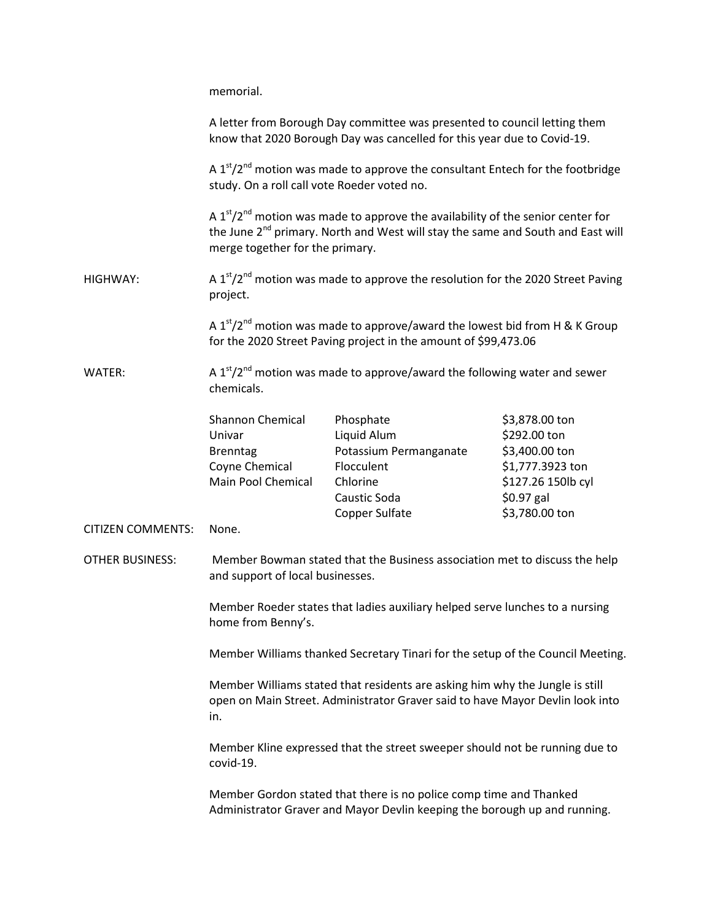memorial.

A letter from Borough Day committee was presented to council letting them know that 2020 Borough Day was cancelled for this year due to Covid-19.

A 1st/2nd motion was made to approve the consultant Entech for the footbridge study. On a roll call vote Roeder voted no.

A 1st/2nd motion was made to approve the availability of the senior center for the June 2nd primary. North and West will stay the same and South and East will merge together for the primary.

HIGHWAY: A 1st/2nd motion was made to approve the resolution for the 2020 Street Paving project.

A 1st/2nd motion was made to approve/award the lowest bid from H & K Group for the 2020 Street Paving project in the amount of $99,473.06

WATER: A 1st/2nd motion was made to approve/award the following water and sewer chemicals.

| | | |
|---|---|---|
| Shannon Chemical | Phosphate | $3,878.00 ton |
| Univar | Liquid Alum | $292.00 ton |
| Brenntag | Potassium Permanganate | $3,400.00 ton |
| Coyne Chemical | Flocculent | $1,777.3923 ton |
| Main Pool Chemical | Chlorine | $127.26 150lb cyl |
| | Caustic Soda | $0.97 gal |
| | Copper Sulfate | $3,780.00 ton |

CITIZEN COMMENTS: None.

OTHER BUSINESS: Member Bowman stated that the Business association met to discuss the help and support of local businesses.

Member Roeder states that ladies auxiliary helped serve lunches to a nursing home from Benny's.

Member Williams thanked Secretary Tinari for the setup of the Council Meeting.

Member Williams stated that residents are asking him why the Jungle is still open on Main Street. Administrator Graver said to have Mayor Devlin look into in.

Member Kline expressed that the street sweeper should not be running due to covid-19.

Member Gordon stated that there is no police comp time and Thanked Administrator Graver and Mayor Devlin keeping the borough up and running.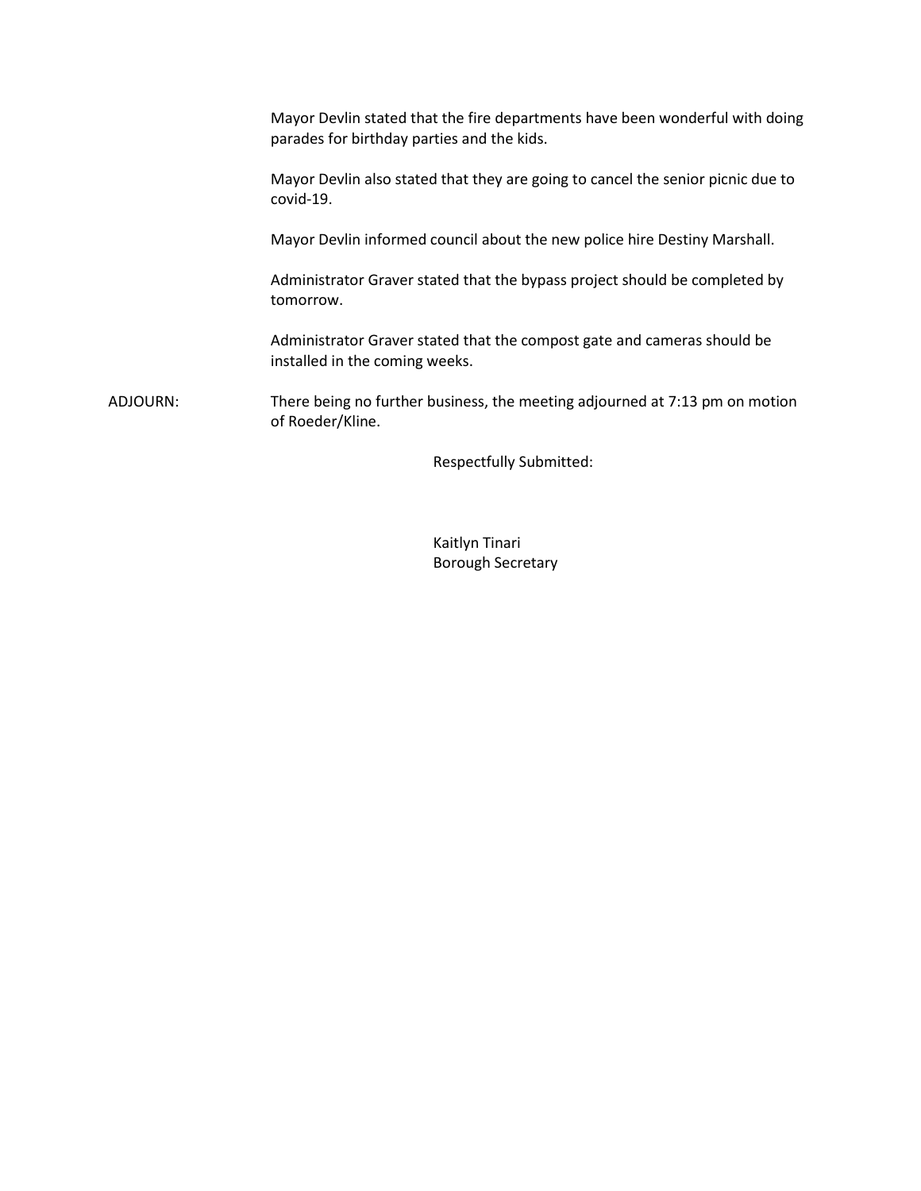Mayor Devlin stated that the fire departments have been wonderful with doing parades for birthday parties and the kids.

Mayor Devlin also stated that they are going to cancel the senior picnic due to covid-19.

Mayor Devlin informed council about the new police hire Destiny Marshall.

Administrator Graver stated that the bypass project should be completed by tomorrow.

Administrator Graver stated that the compost gate and cameras should be installed in the coming weeks.

ADJOURN: There being no further business, the meeting adjourned at 7:13 pm on motion of Roeder/Kline.

Respectfully Submitted:

Kaitlyn Tinari
Borough Secretary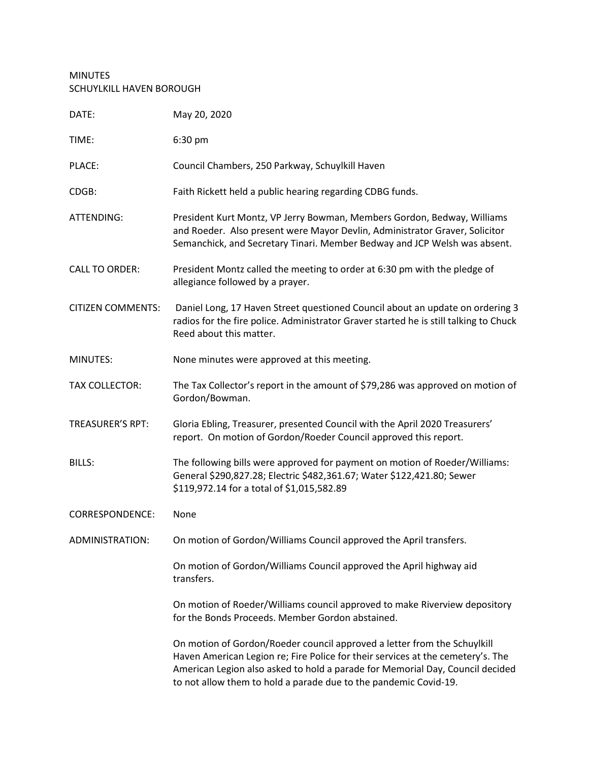MINUTES
SCHUYLKILL HAVEN BOROUGH

| | |
|---|---|
| DATE: | May 20, 2020 |
| TIME: | 6:30 pm |
| PLACE: | Council Chambers, 250 Parkway, Schuylkill Haven |
| CDGB: | Faith Rickett held a public hearing regarding CDBG funds. |
| ATTENDING: | President Kurt Montz, VP Jerry Bowman, Members Gordon, Bedway, Williams and Roeder. Also present were Mayor Devlin, Administrator Graver, Solicitor Semanchick, and Secretary Tinari. Member Bedway and JCP Welsh was absent. |
| CALL TO ORDER: | President Montz called the meeting to order at 6:30 pm with the pledge of allegiance followed by a prayer. |
| CITIZEN COMMENTS: | Daniel Long, 17 Haven Street questioned Council about an update on ordering 3 radios for the fire police. Administrator Graver started he is still talking to Chuck Reed about this matter. |
| MINUTES: | None minutes were approved at this meeting. |
| TAX COLLECTOR: | The Tax Collector's report in the amount of $79,286 was approved on motion of Gordon/Bowman. |
| TREASURER'S RPT: | Gloria Ebling, Treasurer, presented Council with the April 2020 Treasurers' report. On motion of Gordon/Roeder Council approved this report. |
| BILLS: | The following bills were approved for payment on motion of Roeder/Williams: General $290,827.28; Electric $482,361.67; Water $122,421.80; Sewer $119,972.14 for a total of $1,015,582.89 |
| CORRESPONDENCE: | None |
| ADMINISTRATION: | On motion of Gordon/Williams Council approved the April transfers. |
| | On motion of Gordon/Williams Council approved the April highway aid transfers. |
| | On motion of Roeder/Williams council approved to make Riverview depository for the Bonds Proceeds. Member Gordon abstained. |
| | On motion of Gordon/Roeder council approved a letter from the Schuylkill Haven American Legion re; Fire Police for their services at the cemetery's. The American Legion also asked to hold a parade for Memorial Day, Council decided to not allow them to hold a parade due to the pandemic Covid-19. |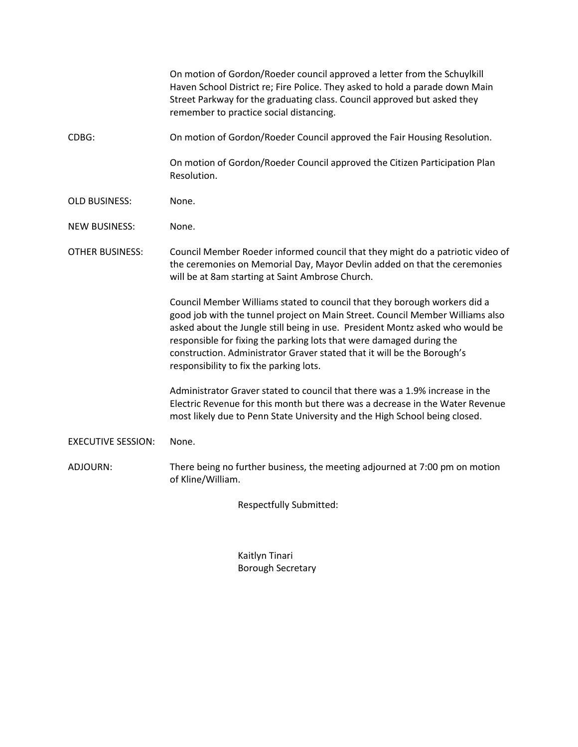On motion of Gordon/Roeder council approved a letter from the Schuylkill Haven School District re; Fire Police. They asked to hold a parade down Main Street Parkway for the graduating class. Council approved but asked they remember to practice social distancing.

CDBG: On motion of Gordon/Roeder Council approved the Fair Housing Resolution.

On motion of Gordon/Roeder Council approved the Citizen Participation Plan Resolution.

OLD BUSINESS: None.

NEW BUSINESS: None.

OTHER BUSINESS: Council Member Roeder informed council that they might do a patriotic video of the ceremonies on Memorial Day, Mayor Devlin added on that the ceremonies will be at 8am starting at Saint Ambrose Church.

Council Member Williams stated to council that they borough workers did a good job with the tunnel project on Main Street. Council Member Williams also asked about the Jungle still being in use. President Montz asked who would be responsible for fixing the parking lots that were damaged during the construction. Administrator Graver stated that it will be the Borough's responsibility to fix the parking lots.

Administrator Graver stated to council that there was a 1.9% increase in the Electric Revenue for this month but there was a decrease in the Water Revenue most likely due to Penn State University and the High School being closed.

EXECUTIVE SESSION: None.

ADJOURN: There being no further business, the meeting adjourned at 7:00 pm on motion of Kline/William.

Respectfully Submitted:

Kaitlyn Tinari
Borough Secretary